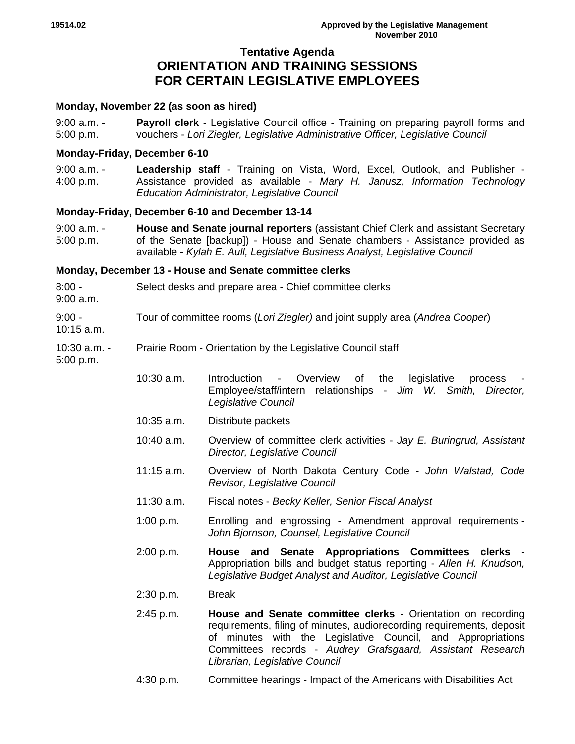19514.02

Approved by the Legislative Management
November 2010

# Tentative Agenda
# ORIENTATION AND TRAINING SESSIONS FOR CERTAIN LEGISLATIVE EMPLOYEES

**Monday, November 22 (as soon as hired)**

9:00 a.m. - 5:00 p.m. — **Payroll clerk** - Legislative Council office - Training on preparing payroll forms and vouchers - *Lori Ziegler, Legislative Administrative Officer, Legislative Council*

**Monday-Friday, December 6-10**

9:00 a.m. - 4:00 p.m. — **Leadership staff** - Training on Vista, Word, Excel, Outlook, and Publisher - Assistance provided as available - *Mary H. Janusz, Information Technology Education Administrator, Legislative Council*

**Monday-Friday, December 6-10 and December 13-14**

9:00 a.m. - 5:00 p.m. — **House and Senate journal reporters** (assistant Chief Clerk and assistant Secretary of the Senate [backup]) - House and Senate chambers - Assistance provided as available - *Kylah E. Aull, Legislative Business Analyst, Legislative Council*

**Monday, December 13 - House and Senate committee clerks**

8:00 - 9:00 a.m. — Select desks and prepare area - Chief committee clerks

9:00 - 10:15 a.m. — Tour of committee rooms (*Lori Ziegler)* and joint supply area (*Andrea Cooper*)

10:30 a.m. - 5:00 p.m. — Prairie Room - Orientation by the Legislative Council staff

- 10:30 a.m. — Introduction - Overview of the legislative process - Employee/staff/intern relationships - *Jim W. Smith, Director, Legislative Council*
- 10:35 a.m. — Distribute packets
- 10:40 a.m. — Overview of committee clerk activities - *Jay E. Buringrud, Assistant Director, Legislative Council*
- 11:15 a.m. — Overview of North Dakota Century Code - *John Walstad, Code Revisor, Legislative Council*
- 11:30 a.m. — Fiscal notes - *Becky Keller, Senior Fiscal Analyst*
- 1:00 p.m. — Enrolling and engrossing - Amendment approval requirements - *John Bjornson, Counsel, Legislative Council*
- 2:00 p.m. — **House and Senate Appropriations Committees clerks** - Appropriation bills and budget status reporting - *Allen H. Knudson, Legislative Budget Analyst and Auditor, Legislative Council*
- 2:30 p.m. — Break
- 2:45 p.m. — **House and Senate committee clerks** - Orientation on recording requirements, filing of minutes, audiorecording requirements, deposit of minutes with the Legislative Council, and Appropriations Committees records - *Audrey Grafsgaard, Assistant Research Librarian, Legislative Council*
- 4:30 p.m. — Committee hearings - Impact of the Americans with Disabilities Act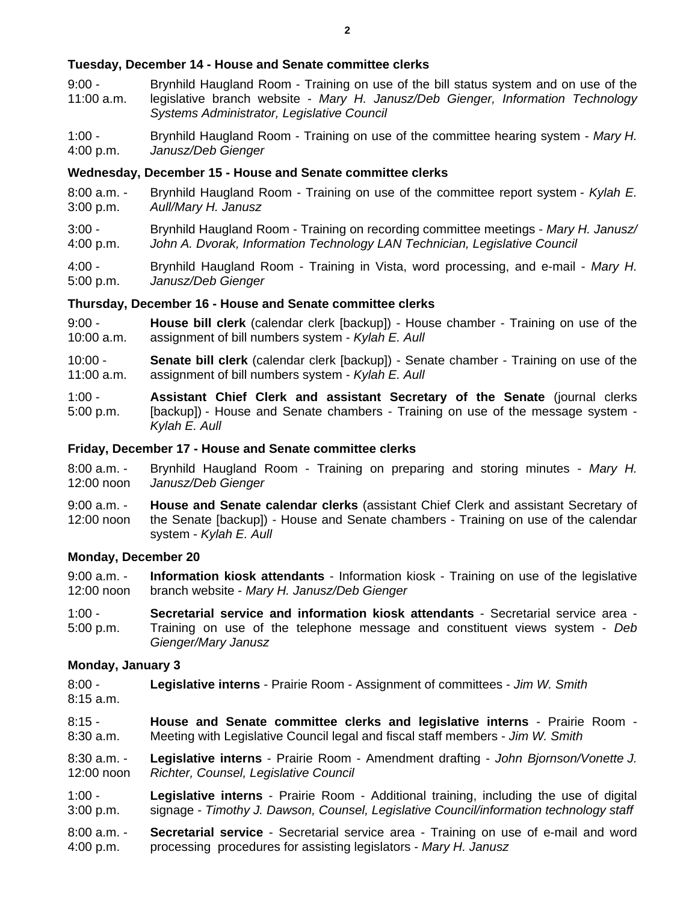**Tuesday, December 14 - House and Senate committee clerks**

| | |
|---|---|
| 9:00 - 11:00 a.m. | Brynhild Haugland Room - Training on use of the bill status system and on use of the legislative branch website - *Mary H. Janusz/Deb Gienger, Information Technology Systems Administrator, Legislative Council* |
| 1:00 - 4:00 p.m. | Brynhild Haugland Room - Training on use of the committee hearing system - *Mary H. Janusz/Deb Gienger* |

**Wednesday, December 15 - House and Senate committee clerks**

| | |
|---|---|
| 8:00 a.m. - 3:00 p.m. | Brynhild Haugland Room - Training on use of the committee report system - *Kylah E. Aull/Mary H. Janusz* |
| 3:00 - 4:00 p.m. | Brynhild Haugland Room - Training on recording committee meetings - *Mary H. Janusz/ John A. Dvorak, Information Technology LAN Technician, Legislative Council* |
| 4:00 - 5:00 p.m. | Brynhild Haugland Room - Training in Vista, word processing, and e-mail - *Mary H. Janusz/Deb Gienger* |

**Thursday, December 16 - House and Senate committee clerks**

| | |
|---|---|
| 9:00 - 10:00 a.m. | **House bill clerk** (calendar clerk [backup]) - House chamber - Training on use of the assignment of bill numbers system - *Kylah E. Aull* |
| 10:00 - 11:00 a.m. | **Senate bill clerk** (calendar clerk [backup]) - Senate chamber - Training on use of the assignment of bill numbers system - *Kylah E. Aull* |
| 1:00 - 5:00 p.m. | **Assistant Chief Clerk and assistant Secretary of the Senate** (journal clerks [backup]) - House and Senate chambers - Training on use of the message system - *Kylah E. Aull* |

**Friday, December 17 - House and Senate committee clerks**

| | |
|---|---|
| 8:00 a.m. - 12:00 noon | Brynhild Haugland Room - Training on preparing and storing minutes - *Mary H. Janusz/Deb Gienger* |
| 9:00 a.m. - 12:00 noon | **House and Senate calendar clerks** (assistant Chief Clerk and assistant Secretary of the Senate [backup]) - House and Senate chambers - Training on use of the calendar system - *Kylah E. Aull* |

**Monday, December 20**

| | |
|---|---|
| 9:00 a.m. - 12:00 noon | **Information kiosk attendants** - Information kiosk - Training on use of the legislative branch website - *Mary H. Janusz/Deb Gienger* |
| 1:00 - 5:00 p.m. | **Secretarial service and information kiosk attendants** - Secretarial service area - Training on use of the telephone message and constituent views system - *Deb Gienger/Mary Janusz* |

**Monday, January 3**

| | |
|---|---|
| 8:00 - 8:15 a.m. | **Legislative interns** - Prairie Room - Assignment of committees - *Jim W. Smith* |
| 8:15 - 8:30 a.m. | **House and Senate committee clerks and legislative interns** - Prairie Room - Meeting with Legislative Council legal and fiscal staff members - *Jim W. Smith* |
| 8:30 a.m. - 12:00 noon | **Legislative interns** - Prairie Room - Amendment drafting - *John Bjornson/Vonette J. Richter, Counsel, Legislative Council* |
| 1:00 - 3:00 p.m. | **Legislative interns** - Prairie Room - Additional training, including the use of digital signage - *Timothy J. Dawson, Counsel, Legislative Council/information technology staff* |
| 8:00 a.m. - 4:00 p.m. | **Secretarial service** - Secretarial service area - Training on use of e-mail and word processing procedures for assisting legislators - *Mary H. Janusz* |